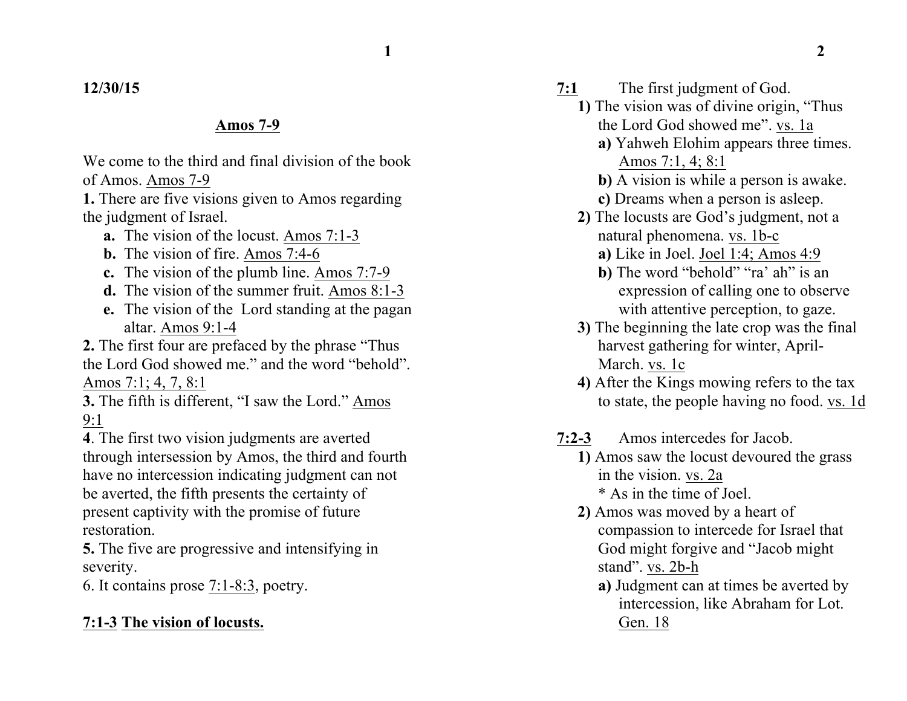**12/30/15**

## Amos 7-9

We come to the third and final division of the book of Amos. Amos 7-9

**1.** There are five visions given to Amos regarding the judgment of Israel.

- **a.** The vision of the locust. Amos 7:1-3
- **b.** The vision of fire. Amos 7:4-6
- **c.** The vision of the plumb line. Amos 7:7-9
- **d.** The vision of the summer fruit. Amos 8:1-3
- **e.** The vision of the Lord standing at the pagan altar. Amos 9:1-4

**2.** The first four are prefaced by the phrase “Thus the Lord God showed me.” and the word “behold”. Amos 7:1; 4, 7, 8:1

**3.** The fifth is different, “I saw the Lord.” Amos 9:1

**4**. The first two vision judgments are averted through intersession by Amos, the third and fourth have no intercession indicating judgment can not be averted, the fifth presents the certainty of present captivity with the promise of future restoration.

**5.** The five are progressive and intensifying in severity.

6. It contains prose 7:1-8:3, poetry.

### 7:1-3 The vision of locusts.

**7:1** The first judgment of God.

- **1)** The vision was of divine origin, “Thus the Lord God showed me”. vs. 1a
  - **a)** Yahweh Elohim appears three times. Amos 7:1, 4; 8:1
  - **b)** A vision is while a person is awake.
  - **c)** Dreams when a person is asleep.
- **2)** The locusts are God’s judgment, not a natural phenomena. vs. 1b-c
  - **a)** Like in Joel. Joel 1:4; Amos 4:9
  - **b)** The word “behold” “ra’ ah” is an expression of calling one to observe with attentive perception, to gaze.
- **3)** The beginning the late crop was the final harvest gathering for winter, April-March. vs. 1c
- **4)** After the Kings mowing refers to the tax to state, the people having no food. vs. 1d

**7:2-3** Amos intercedes for Jacob.

- **1)** Amos saw the locust devoured the grass in the vision. vs. 2a
  - \* As in the time of Joel.
- **2)** Amos was moved by a heart of compassion to intercede for Israel that God might forgive and “Jacob might stand”. vs. 2b-h
  - **a)** Judgment can at times be averted by intercession, like Abraham for Lot. Gen. 18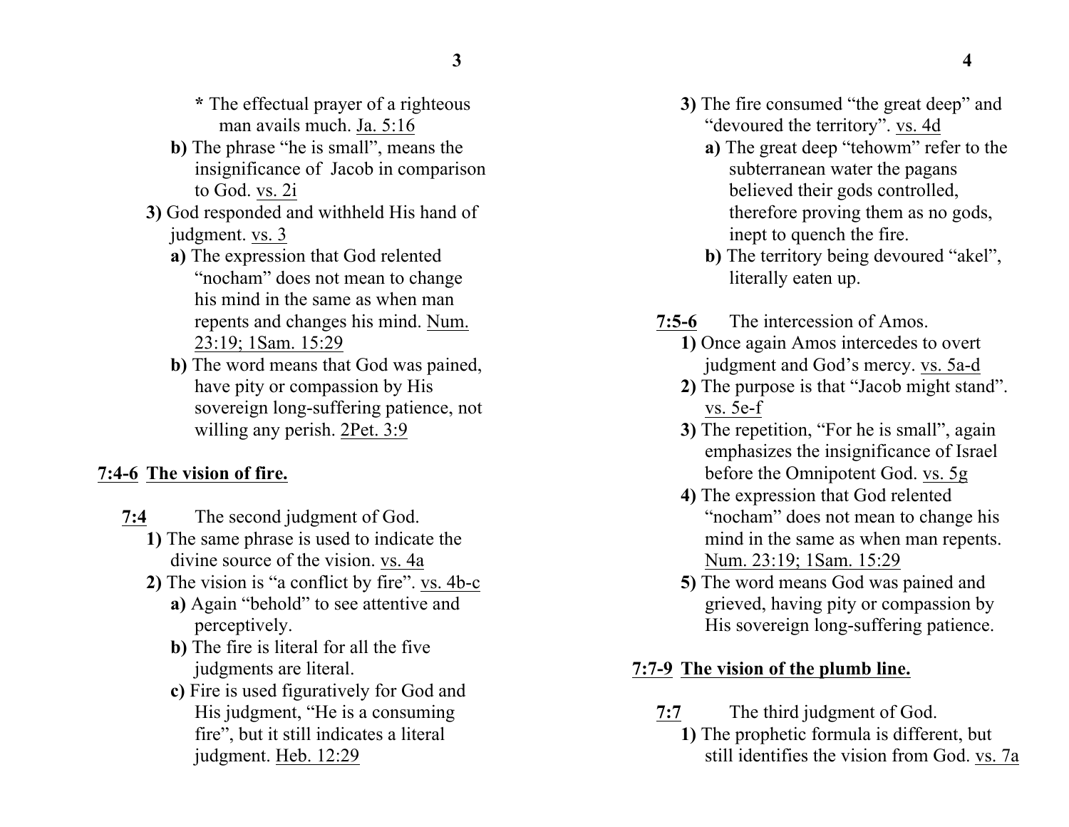\* The effectual prayer of a righteous man avails much. Ja. 5:16

**b)** The phrase "he is small", means the insignificance of Jacob in comparison to God. vs. 2i

**3)** God responded and withheld His hand of judgment. vs. 3

**a)** The expression that God relented "nocham" does not mean to change his mind in the same as when man repents and changes his mind. Num. 23:19; 1Sam. 15:29

**b)** The word means that God was pained, have pity or compassion by His sovereign long-suffering patience, not willing any perish. 2Pet. 3:9

## 7:4-6 The vision of fire.

**7:4** The second judgment of God.

**1)** The same phrase is used to indicate the divine source of the vision. vs. 4a

**2)** The vision is "a conflict by fire". vs. 4b-c

**a)** Again "behold" to see attentive and perceptively.

**b)** The fire is literal for all the five judgments are literal.

**c)** Fire is used figuratively for God and His judgment, "He is a consuming fire", but it still indicates a literal judgment. Heb. 12:29

**3)** The fire consumed "the great deep" and "devoured the territory". vs. 4d

**a)** The great deep "tehowm" refer to the subterranean water the pagans believed their gods controlled, therefore proving them as no gods, inept to quench the fire.

**b)** The territory being devoured "akel", literally eaten up.

**7:5-6** The intercession of Amos.

**1)** Once again Amos intercedes to overt judgment and God's mercy. vs. 5a-d

**2)** The purpose is that "Jacob might stand". vs. 5e-f

**3)** The repetition, "For he is small", again emphasizes the insignificance of Israel before the Omnipotent God. vs. 5g

**4)** The expression that God relented "nocham" does not mean to change his mind in the same as when man repents. Num. 23:19; 1Sam. 15:29

**5)** The word means God was pained and grieved, having pity or compassion by His sovereign long-suffering patience.

## 7:7-9 The vision of the plumb line.

**7:7** The third judgment of God.

**1)** The prophetic formula is different, but still identifies the vision from God. vs. 7a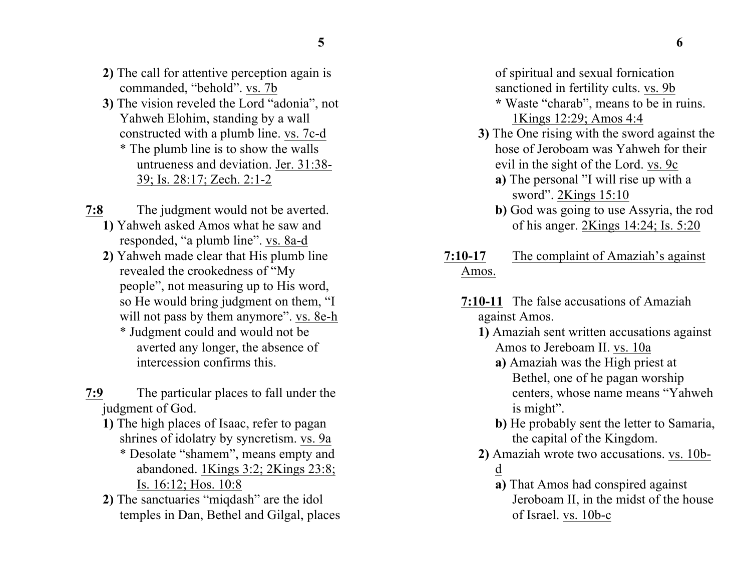**2)** The call for attentive perception again is commanded, "behold". vs. 7b

**3)** The vision reveled the Lord "adonia", not Yahweh Elohim, standing by a wall constructed with a plumb line. vs. 7c-d

* The plumb line is to show the walls untrueness and deviation. Jer. 31:38-39; Is. 28:17; Zech. 2:1-2

**7:8** The judgment would not be averted.

**1)** Yahweh asked Amos what he saw and responded, "a plumb line". vs. 8a-d

**2)** Yahweh made clear that His plumb line revealed the crookedness of "My people", not measuring up to His word, so He would bring judgment on them, "I will not pass by them anymore". vs. 8e-h

* Judgment could and would not be averted any longer, the absence of intercession confirms this.

**7:9** The particular places to fall under the judgment of God.

**1)** The high places of Isaac, refer to pagan shrines of idolatry by syncretism. vs. 9a

* Desolate "shamem", means empty and abandoned. 1Kings 3:2; 2Kings 23:8; Is. 16:12; Hos. 10:8

**2)** The sanctuaries "miqdash" are the idol temples in Dan, Bethel and Gilgal, places of spiritual and sexual fornication sanctioned in fertility cults. vs. 9b

* Waste "charab", means to be in ruins. 1Kings 12:29; Amos 4:4

**3)** The One rising with the sword against the hose of Jeroboam was Yahweh for their evil in the sight of the Lord. vs. 9c

**a)** The personal "I will rise up with a sword". 2Kings 15:10

**b)** God was going to use Assyria, the rod of his anger. 2Kings 14:24; Is. 5:20

**7:10-17** The complaint of Amaziah's against Amos.

**7:10-11** The false accusations of Amaziah against Amos.

**1)** Amaziah sent written accusations against Amos to Jereboam II. vs. 10a

**a)** Amaziah was the High priest at Bethel, one of he pagan worship centers, whose name means "Yahweh is might".

**b)** He probably sent the letter to Samaria, the capital of the Kingdom.

**2)** Amaziah wrote two accusations. vs. 10b-d

**a)** That Amos had conspired against Jeroboam II, in the midst of the house of Israel. vs. 10b-c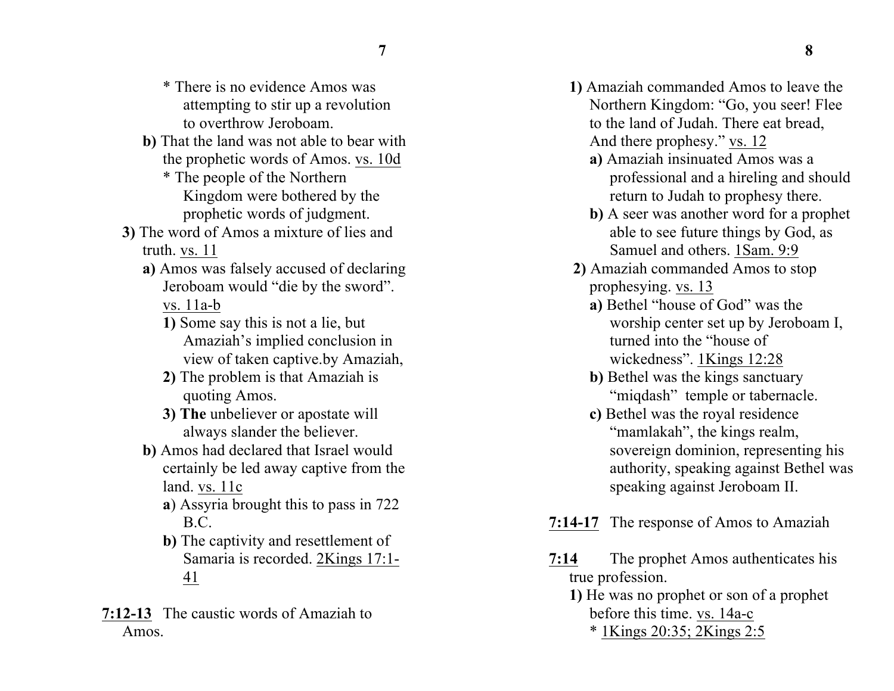* There is no evidence Amos was attempting to stir up a revolution to overthrow Jeroboam.

**b)** That the land was not able to bear with the prophetic words of Amos. vs. 10d

* The people of the Northern Kingdom were bothered by the prophetic words of judgment.

**3)** The word of Amos a mixture of lies and truth. vs. 11

**a)** Amos was falsely accused of declaring Jeroboam would "die by the sword". vs. 11a-b

**1)** Some say this is not a lie, but Amaziah's implied conclusion in view of taken captive.by Amaziah,

**2)** The problem is that Amaziah is quoting Amos.

**3) The** unbeliever or apostate will always slander the believer.

**b)** Amos had declared that Israel would certainly be led away captive from the land. vs. 11c

**a**) Assyria brought this to pass in 722 B.C.

**b)** The captivity and resettlement of Samaria is recorded. 2Kings 17:1-41

**7:12-13** The caustic words of Amaziah to Amos.

**1)** Amaziah commanded Amos to leave the Northern Kingdom: "Go, you seer! Flee to the land of Judah. There eat bread, And there prophesy." vs. 12

**a)** Amaziah insinuated Amos was a professional and a hireling and should return to Judah to prophesy there.

**b)** A seer was another word for a prophet able to see future things by God, as Samuel and others. 1Sam. 9:9

**2)** Amaziah commanded Amos to stop prophesying. vs. 13

**a)** Bethel "house of God" was the worship center set up by Jeroboam I, turned into the "house of wickedness". 1Kings 12:28

**b)** Bethel was the kings sanctuary "miqdash" temple or tabernacle.

**c)** Bethel was the royal residence "mamlakah", the kings realm, sovereign dominion, representing his authority, speaking against Bethel was speaking against Jeroboam II.

**7:14-17** The response of Amos to Amaziah

**7:14** The prophet Amos authenticates his true profession.

**1)** He was no prophet or son of a prophet before this time. vs. 14a-c

* 1Kings 20:35; 2Kings 2:5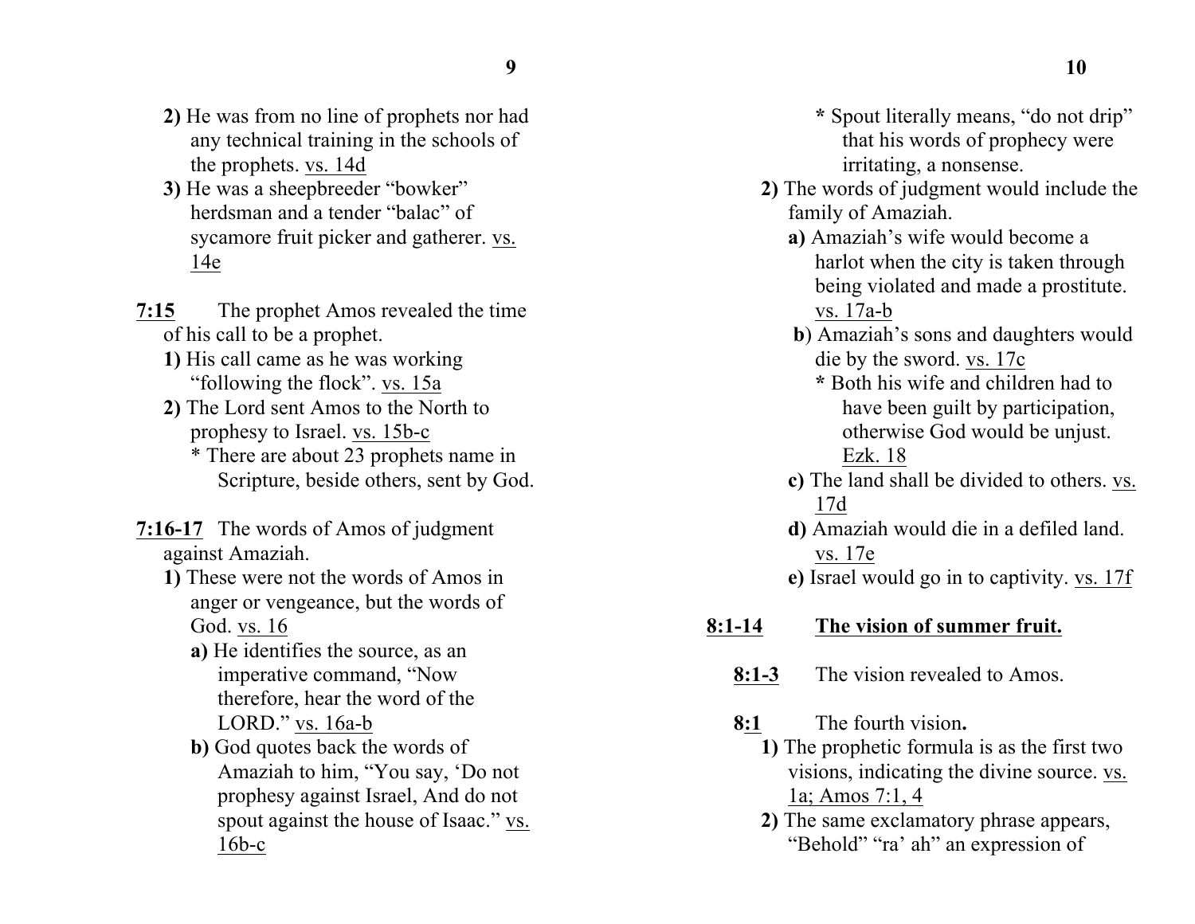2) He was from no line of prophets nor had any technical training in the schools of the prophets. <u>vs. 14d</u>

3) He was a sheepbreeder "bowker" herdsman and a tender "balac" of sycamore fruit picker and gatherer. <u>vs. 14e</u>

**<u>7:15</u>** The prophet Amos revealed the time of his call to be a prophet.

1) His call came as he was working "following the flock". <u>vs. 15a</u>

2) The Lord sent Amos to the North to prophesy to Israel. <u>vs. 15b-c</u>

* There are about 23 prophets name in Scripture, beside others, sent by God.

**<u>7:16-17</u>** The words of Amos of judgment against Amaziah.

1) These were not the words of Amos in anger or vengeance, but the words of God. <u>vs. 16</u>

a) He identifies the source, as an imperative command, "Now therefore, hear the word of the LORD." <u>vs. 16a-b</u>

b) God quotes back the words of Amaziah to him, "You say, 'Do not prophesy against Israel, And do not spout against the house of Isaac." <u>vs. 16b-c</u>

* Spout literally means, "do not drip" that his words of prophecy were irritating, a nonsense.

2) The words of judgment would include the family of Amaziah.

a) Amaziah's wife would become a harlot when the city is taken through being violated and made a prostitute. <u>vs. 17a-b</u>

b) Amaziah's sons and daughters would die by the sword. <u>vs. 17c</u>

* Both his wife and children had to have been guilt by participation, otherwise God would be unjust. <u>Ezk. 18</u>

c) The land shall be divided to others. <u>vs. 17d</u>

d) Amaziah would die in a defiled land. <u>vs. 17e</u>

e) Israel would go in to captivity. <u>vs. 17f</u>

## <u>8:1-14</u> <u>The vision of summer fruit.</u>

**<u>8:1-3</u>** The vision revealed to Amos.

**<u>8:1</u>** The fourth vision**.**

1) The prophetic formula is as the first two visions, indicating the divine source. <u>vs. 1a; Amos 7:1, 4</u>

2) The same exclamatory phrase appears, "Behold" "ra' ah" an expression of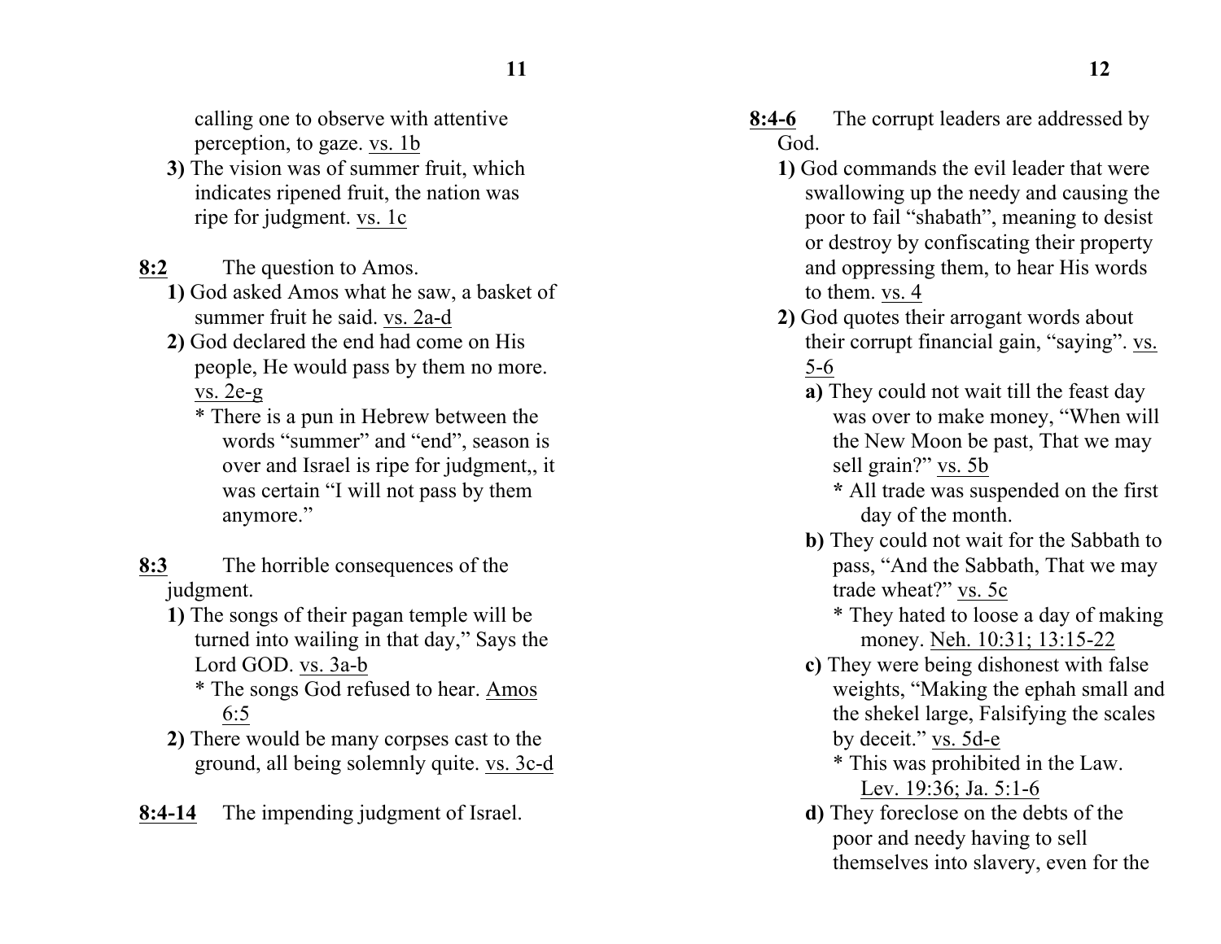calling one to observe with attentive perception, to gaze. vs. 1b

**3)** The vision was of summer fruit, which indicates ripened fruit, the nation was ripe for judgment. vs. 1c

**8:2** The question to Amos.

**1)** God asked Amos what he saw, a basket of summer fruit he said. vs. 2a-d

**2)** God declared the end had come on His people, He would pass by them no more. vs. 2e-g

* There is a pun in Hebrew between the words "summer" and "end", season is over and Israel is ripe for judgment,, it was certain "I will not pass by them anymore."

**8:3** The horrible consequences of the judgment.

**1)** The songs of their pagan temple will be turned into wailing in that day," Says the Lord GOD. vs. 3a-b

* The songs God refused to hear. Amos 6:5

**2)** There would be many corpses cast to the ground, all being solemnly quite. vs. 3c-d

**8:4-14** The impending judgment of Israel.

**8:4-6** The corrupt leaders are addressed by God.

**1)** God commands the evil leader that were swallowing up the needy and causing the poor to fail "shabath", meaning to desist or destroy by confiscating their property and oppressing them, to hear His words to them. vs. 4

**2)** God quotes their arrogant words about their corrupt financial gain, "saying". vs. 5-6

**a)** They could not wait till the feast day was over to make money, "When will the New Moon be past, That we may sell grain?" vs. 5b

**\*** All trade was suspended on the first day of the month.

**b)** They could not wait for the Sabbath to pass, "And the Sabbath, That we may trade wheat?" vs. 5c

* They hated to loose a day of making money. Neh. 10:31; 13:15-22

**c)** They were being dishonest with false weights, "Making the ephah small and the shekel large, Falsifying the scales by deceit." vs. 5d-e

* This was prohibited in the Law. Lev. 19:36; Ja. 5:1-6

**d)** They foreclose on the debts of the poor and needy having to sell themselves into slavery, even for the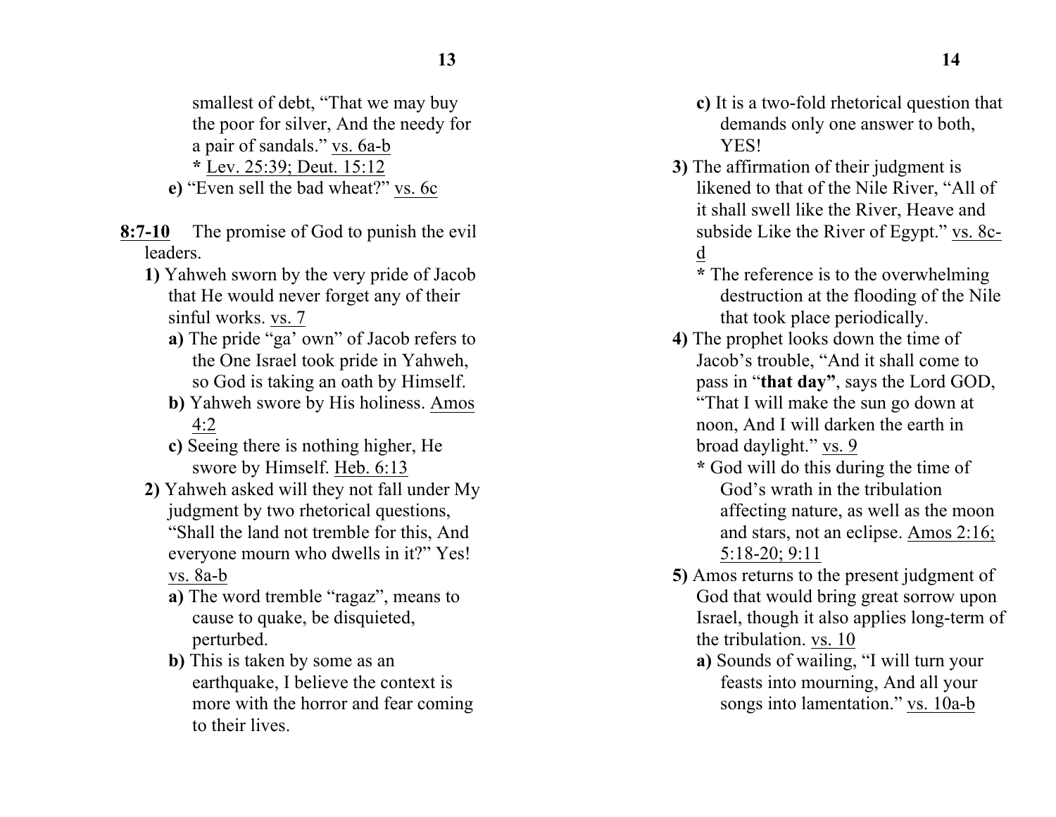smallest of debt, "That we may buy the poor for silver, And the needy for a pair of sandals." vs. 6a-b

* Lev. 25:39; Deut. 15:12

**e)** "Even sell the bad wheat?" vs. 6c

**8:7-10** The promise of God to punish the evil leaders.

**1)** Yahweh sworn by the very pride of Jacob that He would never forget any of their sinful works. vs. 7

**a)** The pride "ga' own" of Jacob refers to the One Israel took pride in Yahweh, so God is taking an oath by Himself.

**b)** Yahweh swore by His holiness. Amos 4:2

**c)** Seeing there is nothing higher, He swore by Himself. Heb. 6:13

**2)** Yahweh asked will they not fall under My judgment by two rhetorical questions, "Shall the land not tremble for this, And everyone mourn who dwells in it?" Yes! vs. 8a-b

**a)** The word tremble "ragaz", means to cause to quake, be disquieted, perturbed.

**b)** This is taken by some as an earthquake, I believe the context is more with the horror and fear coming to their lives.

**c)** It is a two-fold rhetorical question that demands only one answer to both, YES!

**3)** The affirmation of their judgment is likened to that of the Nile River, "All of it shall swell like the River, Heave and subside Like the River of Egypt." vs. 8c-d

* The reference is to the overwhelming destruction at the flooding of the Nile that took place periodically.

**4)** The prophet looks down the time of Jacob's trouble, "And it shall come to pass in "**that day"**, says the Lord GOD, "That I will make the sun go down at noon, And I will darken the earth in broad daylight." vs. 9

* God will do this during the time of God's wrath in the tribulation affecting nature, as well as the moon and stars, not an eclipse. Amos 2:16; 5:18-20; 9:11

**5)** Amos returns to the present judgment of God that would bring great sorrow upon Israel, though it also applies long-term of the tribulation. vs. 10

**a)** Sounds of wailing, "I will turn your feasts into mourning, And all your songs into lamentation." vs. 10a-b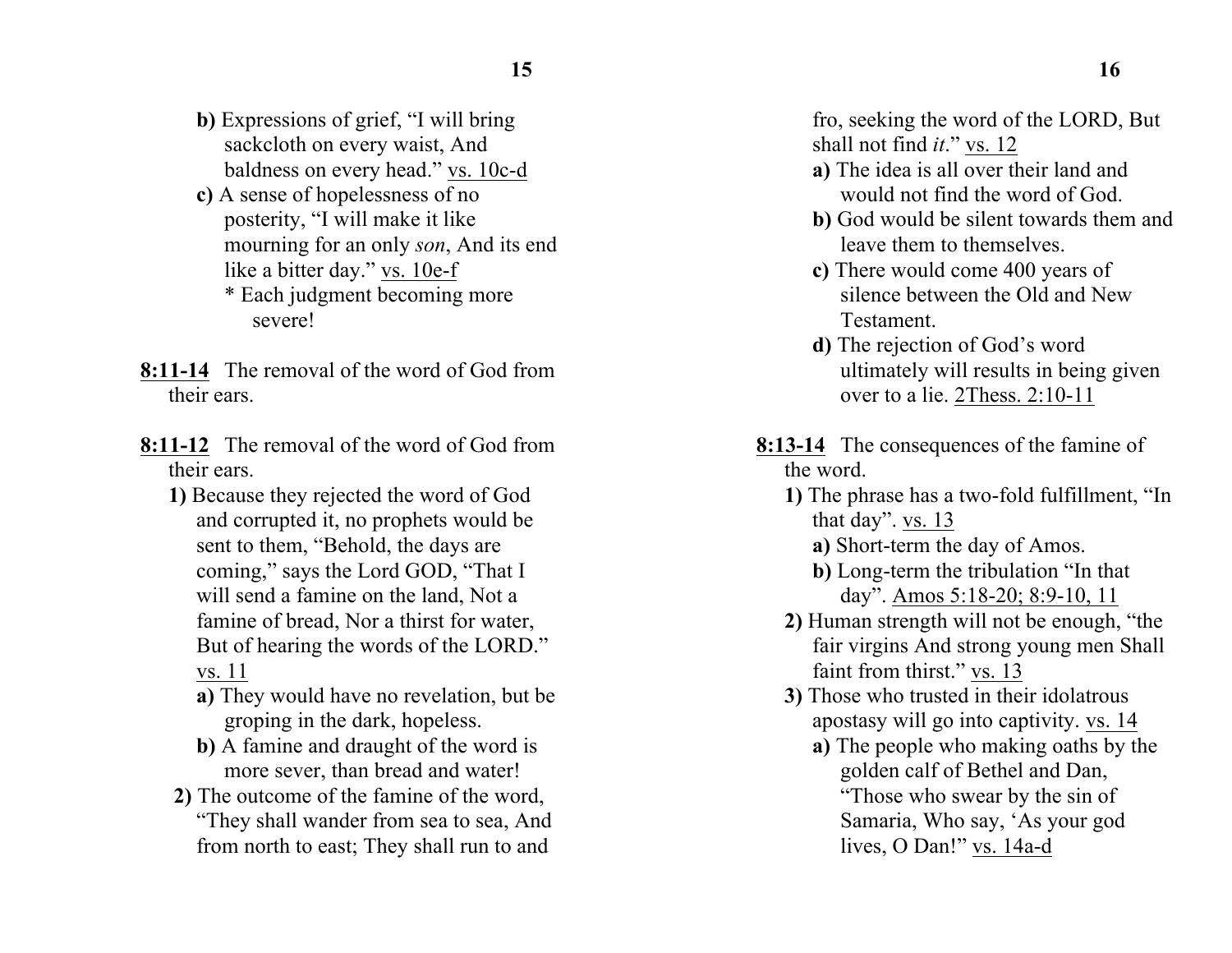**b)** Expressions of grief, "I will bring sackcloth on every waist, And baldness on every head." vs. 10c-d

**c)** A sense of hopelessness of no posterity, "I will make it like mourning for an only *son*, And its end like a bitter day." vs. 10e-f

\* Each judgment becoming more severe!

**8:11-14** The removal of the word of God from their ears.

**8:11-12** The removal of the word of God from their ears.

**1)** Because they rejected the word of God and corrupted it, no prophets would be sent to them, "Behold, the days are coming," says the Lord GOD, "That I will send a famine on the land, Not a famine of bread, Nor a thirst for water, But of hearing the words of the LORD." vs. 11

**a)** They would have no revelation, but be groping in the dark, hopeless.

**b)** A famine and draught of the word is more sever, than bread and water!

**2)** The outcome of the famine of the word, "They shall wander from sea to sea, And from north to east; They shall run to and fro, seeking the word of the LORD, But shall not find *it*." vs. 12

**a)** The idea is all over their land and would not find the word of God.

**b)** God would be silent towards them and leave them to themselves.

**c)** There would come 400 years of silence between the Old and New Testament.

**d)** The rejection of God's word ultimately will results in being given over to a lie. 2Thess. 2:10-11

**8:13-14** The consequences of the famine of the word.

**1)** The phrase has a two-fold fulfillment, "In that day". vs. 13

**a)** Short-term the day of Amos.

**b)** Long-term the tribulation "In that day". Amos 5:18-20; 8:9-10, 11

**2)** Human strength will not be enough, "the fair virgins And strong young men Shall faint from thirst." vs. 13

**3)** Those who trusted in their idolatrous apostasy will go into captivity. vs. 14

**a)** The people who making oaths by the golden calf of Bethel and Dan, "Those who swear by the sin of Samaria, Who say, 'As your god lives, O Dan!" vs. 14a-d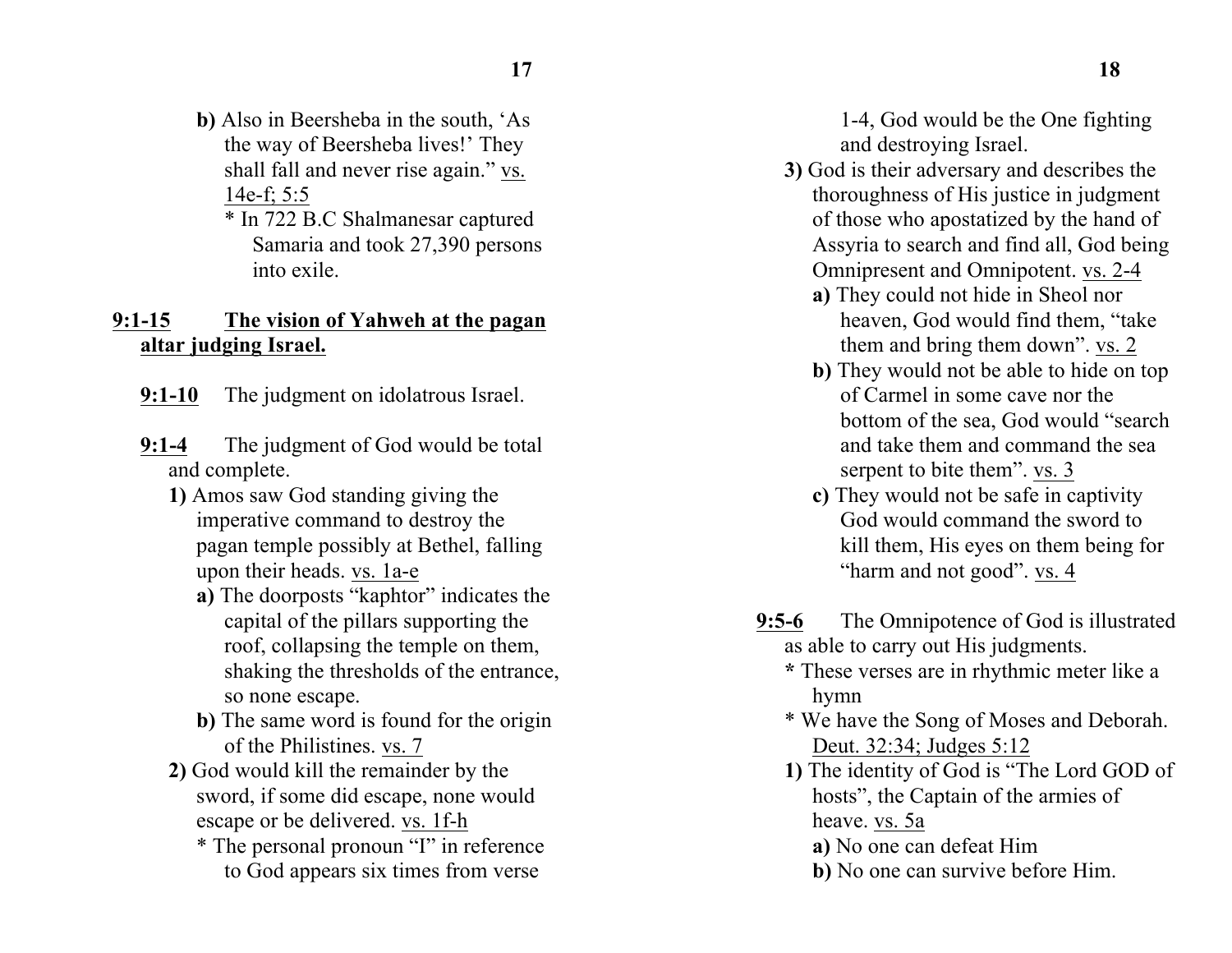**b)** Also in Beersheba in the south, 'As the way of Beersheba lives!' They shall fall and never rise again." vs. 14e-f; 5:5

* In 722 B.C Shalmanesar captured Samaria and took 27,390 persons into exile.

**9:1-15** **The vision of Yahweh at the pagan altar judging Israel.**

**9:1-10** The judgment on idolatrous Israel.

**9:1-4** The judgment of God would be total and complete.

**1)** Amos saw God standing giving the imperative command to destroy the pagan temple possibly at Bethel, falling upon their heads. vs. 1a-e

**a)** The doorposts "kaphtor" indicates the capital of the pillars supporting the roof, collapsing the temple on them, shaking the thresholds of the entrance, so none escape.

**b)** The same word is found for the origin of the Philistines. vs. 7

**2)** God would kill the remainder by the sword, if some did escape, none would escape or be delivered. vs. 1f-h

* The personal pronoun "I" in reference to God appears six times from verse 1-4, God would be the One fighting and destroying Israel.

**3)** God is their adversary and describes the thoroughness of His justice in judgment of those who apostatized by the hand of Assyria to search and find all, God being Omnipresent and Omnipotent. vs. 2-4

**a)** They could not hide in Sheol nor heaven, God would find them, "take them and bring them down". vs. 2

**b)** They would not be able to hide on top of Carmel in some cave nor the bottom of the sea, God would "search and take them and command the sea serpent to bite them". vs. 3

**c)** They would not be safe in captivity God would command the sword to kill them, His eyes on them being for "harm and not good". vs. 4

**9:5-6** The Omnipotence of God is illustrated as able to carry out His judgments.

* These verses are in rhythmic meter like a hymn

* We have the Song of Moses and Deborah. Deut. 32:34; Judges 5:12

**1)** The identity of God is "The Lord GOD of hosts", the Captain of the armies of heave. vs. 5a

**a)** No one can defeat Him

**b)** No one can survive before Him.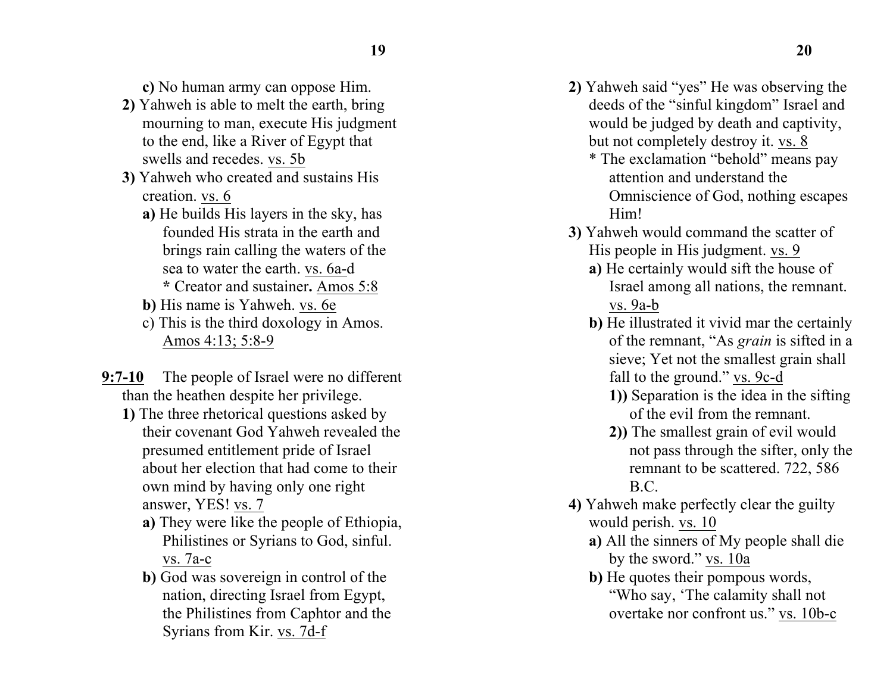**c)** No human army can oppose Him.

**2)** Yahweh is able to melt the earth, bring mourning to man, execute His judgment to the end, like a River of Egypt that swells and recedes. vs. 5b

**3)** Yahweh who created and sustains His creation. vs. 6

**a)** He builds His layers in the sky, has founded His strata in the earth and brings rain calling the waters of the sea to water the earth. vs. 6a-d

\* Creator and sustainer**.** Amos 5:8

**b)** His name is Yahweh. vs. 6e

c) This is the third doxology in Amos. Amos 4:13; 5:8-9

**9:7-10** The people of Israel were no different than the heathen despite her privilege.

**1)** The three rhetorical questions asked by their covenant God Yahweh revealed the presumed entitlement pride of Israel about her election that had come to their own mind by having only one right answer, YES! vs. 7

**a)** They were like the people of Ethiopia, Philistines or Syrians to God, sinful. vs. 7a-c

**b)** God was sovereign in control of the nation, directing Israel from Egypt, the Philistines from Caphtor and the Syrians from Kir. vs. 7d-f

**2)** Yahweh said "yes" He was observing the deeds of the "sinful kingdom" Israel and would be judged by death and captivity, but not completely destroy it. vs. 8

\* The exclamation "behold" means pay attention and understand the Omniscience of God, nothing escapes Him!

**3)** Yahweh would command the scatter of His people in His judgment. vs. 9

**a)** He certainly would sift the house of Israel among all nations, the remnant. vs. 9a-b

**b)** He illustrated it vivid mar the certainly of the remnant, "As *grain* is sifted in a sieve; Yet not the smallest grain shall fall to the ground." vs. 9c-d

**1))** Separation is the idea in the sifting of the evil from the remnant.

**2))** The smallest grain of evil would not pass through the sifter, only the remnant to be scattered. 722, 586 B.C.

**4)** Yahweh make perfectly clear the guilty would perish. vs. 10

**a)** All the sinners of My people shall die by the sword." vs. 10a

**b)** He quotes their pompous words, "Who say, 'The calamity shall not overtake nor confront us." vs. 10b-c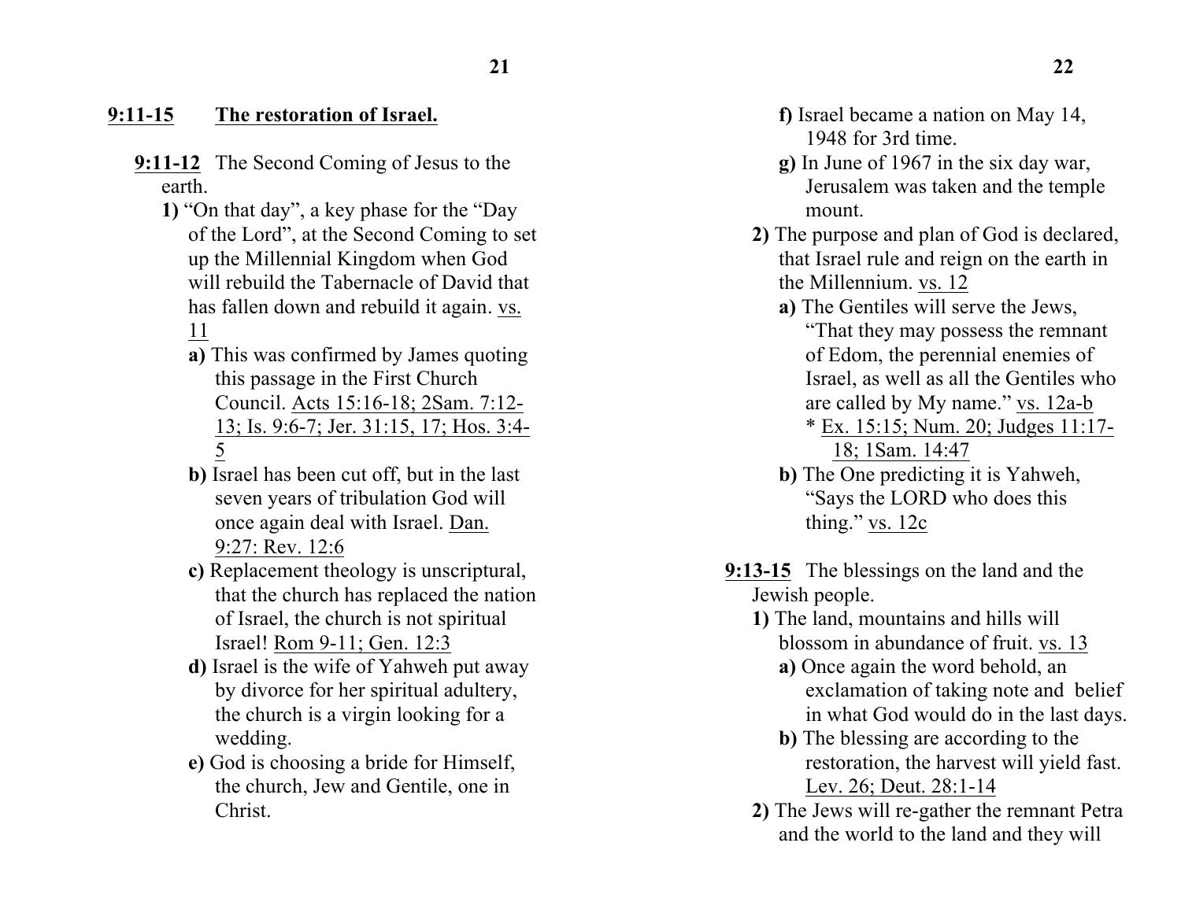**9:11-15 The restoration of Israel.**

**9:11-12** The Second Coming of Jesus to the earth.

**1)** "On that day", a key phase for the "Day of the Lord", at the Second Coming to set up the Millennial Kingdom when God will rebuild the Tabernacle of David that has fallen down and rebuild it again. vs. 11

**a)** This was confirmed by James quoting this passage in the First Church Council. Acts 15:16-18; 2Sam. 7:12-13; Is. 9:6-7; Jer. 31:15, 17; Hos. 3:4-5

**b)** Israel has been cut off, but in the last seven years of tribulation God will once again deal with Israel. Dan. 9:27: Rev. 12:6

**c)** Replacement theology is unscriptural, that the church has replaced the nation of Israel, the church is not spiritual Israel! Rom 9-11; Gen. 12:3

**d)** Israel is the wife of Yahweh put away by divorce for her spiritual adultery, the church is a virgin looking for a wedding.

**e)** God is choosing a bride for Himself, the church, Jew and Gentile, one in Christ.

**f)** Israel became a nation on May 14, 1948 for 3rd time.

**g)** In June of 1967 in the six day war, Jerusalem was taken and the temple mount.

**2)** The purpose and plan of God is declared, that Israel rule and reign on the earth in the Millennium. vs. 12

**a)** The Gentiles will serve the Jews, "That they may possess the remnant of Edom, the perennial enemies of Israel, as well as all the Gentiles who are called by My name." vs. 12a-b

* Ex. 15:15; Num. 20; Judges 11:17-18; 1Sam. 14:47

**b)** The One predicting it is Yahweh, "Says the LORD who does this thing." vs. 12c

**9:13-15** The blessings on the land and the Jewish people.

**1)** The land, mountains and hills will blossom in abundance of fruit. vs. 13

**a)** Once again the word behold, an exclamation of taking note and belief in what God would do in the last days.

**b)** The blessing are according to the restoration, the harvest will yield fast. Lev. 26; Deut. 28:1-14

**2)** The Jews will re-gather the remnant Petra and the world to the land and they will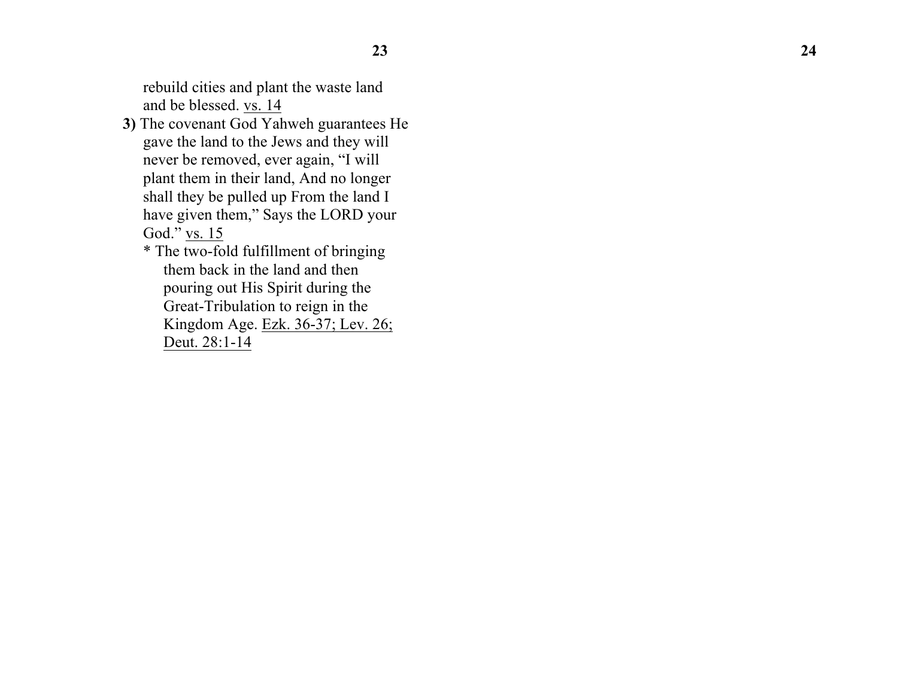rebuild cities and plant the waste land and be blessed. <u>vs. 14</u>

**3)** The covenant God Yahweh guarantees He gave the land to the Jews and they will never be removed, ever again, “I will plant them in their land, And no longer shall they be pulled up From the land I have given them,” Says the LORD your God.” <u>vs. 15</u>

* The two-fold fulfillment of bringing them back in the land and then pouring out His Spirit during the Great-Tribulation to reign in the Kingdom Age. <u>Ezk. 36-37; Lev. 26; Deut. 28:1-14</u>